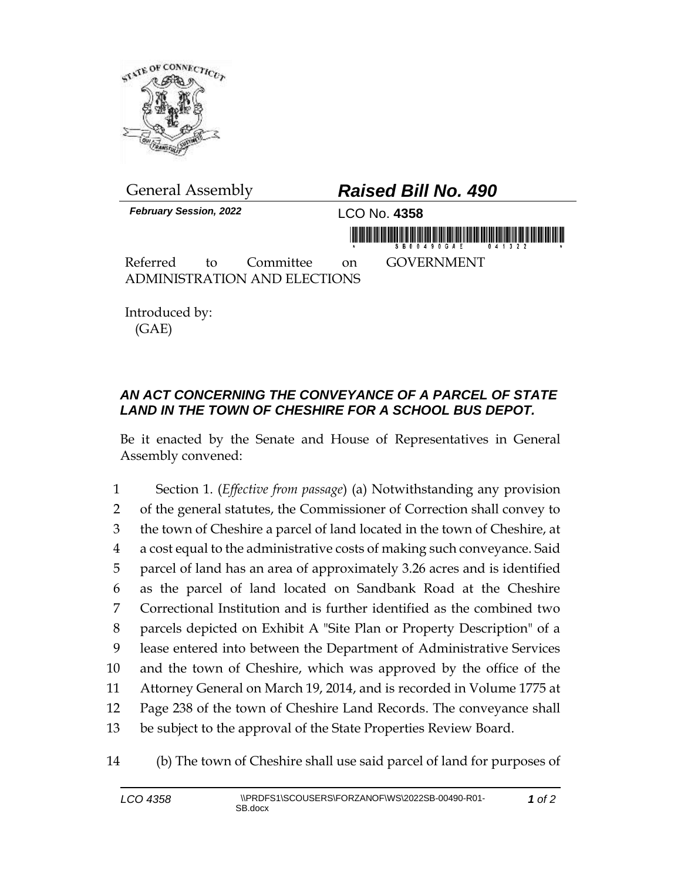General Assembly

# *Raised Bill No. 490*

***February Session, 2022***

LCO No. **4358**

Referred to Committee on GOVERNMENT ADMINISTRATION AND ELECTIONS

Introduced by:
(GAE)

## *AN ACT CONCERNING THE CONVEYANCE OF A PARCEL OF STATE LAND IN THE TOWN OF CHESHIRE FOR A SCHOOL BUS DEPOT.*

Be it enacted by the Senate and House of Representatives in General Assembly convened:

1 Section 1. (*Effective from passage*) (a) Notwithstanding any provision
2 of the general statutes, the Commissioner of Correction shall convey to
3 the town of Cheshire a parcel of land located in the town of Cheshire, at
4 a cost equal to the administrative costs of making such conveyance. Said
5 parcel of land has an area of approximately 3.26 acres and is identified
6 as the parcel of land located on Sandbank Road at the Cheshire
7 Correctional Institution and is further identified as the combined two
8 parcels depicted on Exhibit A "Site Plan or Property Description" of a
9 lease entered into between the Department of Administrative Services
10 and the town of Cheshire, which was approved by the office of the
11 Attorney General on March 19, 2014, and is recorded in Volume 1775 at
12 Page 238 of the town of Cheshire Land Records. The conveyance shall
13 be subject to the approval of the State Properties Review Board.

14 (b) The town of Cheshire shall use said parcel of land for purposes of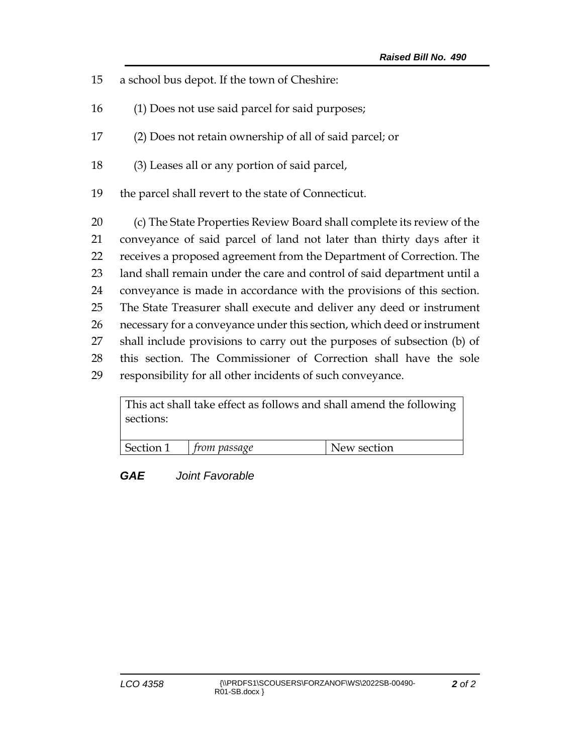a school bus depot. If the town of Cheshire:

(1) Does not use said parcel for said purposes;

(2) Does not retain ownership of all of said parcel; or

(3) Leases all or any portion of said parcel,

the parcel shall revert to the state of Connecticut.

(c) The State Properties Review Board shall complete its review of the conveyance of said parcel of land not later than thirty days after it receives a proposed agreement from the Department of Correction. The land shall remain under the care and control of said department until a conveyance is made in accordance with the provisions of this section. The State Treasurer shall execute and deliver any deed or instrument necessary for a conveyance under this section, which deed or instrument shall include provisions to carry out the purposes of subsection (b) of this section. The Commissioner of Correction shall have the sole responsibility for all other incidents of such conveyance.

| This act shall take effect as follows and shall amend the following sections: | | |
|---|---|---|
| Section 1 | *from passage* | New section |

***GAE*** *Joint Favorable*